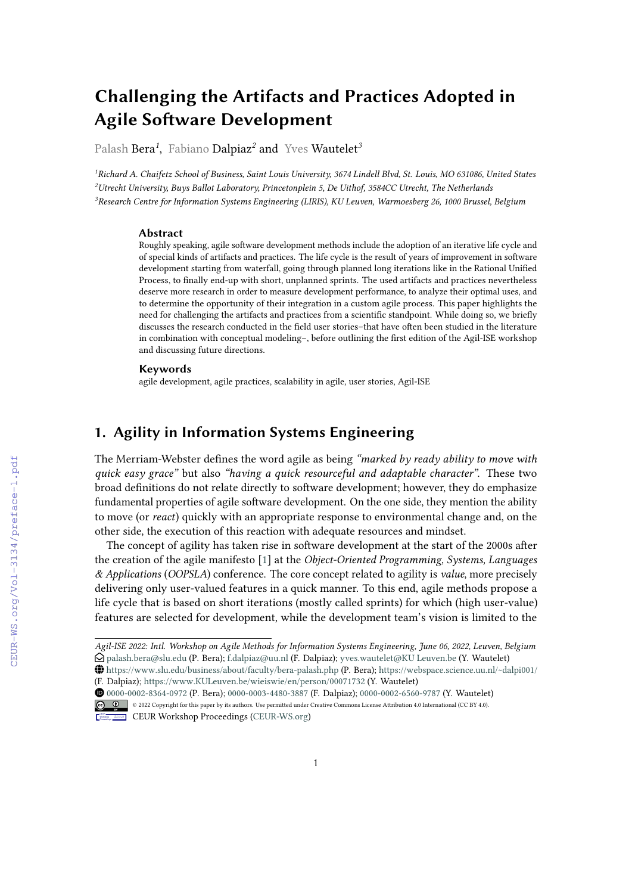# Challenging the Artifacts and Practices Adopted in Agile Software Development

Palash Bera[1], Fabiano Dalpiaz[2] and Yves Wautelet[3]

[1]Richard A. Chaifetz School of Business, Saint Louis University, 3674 Lindell Blvd, St. Louis, MO 631086, United States
[2]Utrecht University, Buys Ballot Laboratory, Princetonplein 5, De Uithof, 3584CC Utrecht, The Netherlands
[3]Research Centre for Information Systems Engineering (LIRIS), KU Leuven, Warmoesberg 26, 1000 Brussel, Belgium

### Abstract

Roughly speaking, agile software development methods include the adoption of an iterative life cycle and of special kinds of artifacts and practices. The life cycle is the result of years of improvement in software development starting from waterfall, going through planned long iterations like in the Rational Unified Process, to finally end-up with short, unplanned sprints. The used artifacts and practices nevertheless deserve more research in order to measure development performance, to analyze their optimal uses, and to determine the opportunity of their integration in a custom agile process. This paper highlights the need for challenging the artifacts and practices from a scientific standpoint. While doing so, we briefly discusses the research conducted in the field user stories–that have often been studied in the literature in combination with conceptual modeling–, before outlining the first edition of the Agil-ISE workshop and discussing future directions.

### Keywords

agile development, agile practices, scalability in agile, user stories, Agil-ISE

## 1. Agility in Information Systems Engineering

The Merriam-Webster defines the word agile as being *"marked by ready ability to move with quick easy grace"* but also *"having a quick resourceful and adaptable character"*. These two broad definitions do not relate directly to software development; however, they do emphasize fundamental properties of agile software development. On the one side, they mention the ability to move (or *react*) quickly with an appropriate response to environmental change and, on the other side, the execution of this reaction with adequate resources and mindset.

The concept of agility has taken rise in software development at the start of the 2000s after the creation of the agile manifesto [1] at the *Object-Oriented Programming, Systems, Languages & Applications* (*OOPSLA*) conference. The core concept related to agility is *value*, more precisely delivering only user-valued features in a quick manner. To this end, agile methods propose a life cycle that is based on short iterations (mostly called sprints) for which (high user-value) features are selected for development, while the development team's vision is limited to the

---

*Agil-ISE 2022: Intl. Workshop on Agile Methods for Information Systems Engineering, June 06, 2022, Leuven, Belgium*
palash.bera@slu.edu (P. Bera); f.dalpiaz@uu.nl (F. Dalpiaz); yves.wautelet@KU Leuven.be (Y. Wautelet)
https://www.slu.edu/business/about/faculty/bera-palash.php (P. Bera); https://webspace.science.uu.nl/~dalpi001/ (F. Dalpiaz); https://www.KULeuven.be/wieiswie/en/person/00071732 (Y. Wautelet)
0000-0002-8364-0972 (P. Bera); 0000-0003-4480-3887 (F. Dalpiaz); 0000-0002-6560-9787 (Y. Wautelet)
© 2022 Copyright for this paper by its authors. Use permitted under Creative Commons License Attribution 4.0 International (CC BY 4.0).
CEUR Workshop Proceedings (CEUR-WS.org)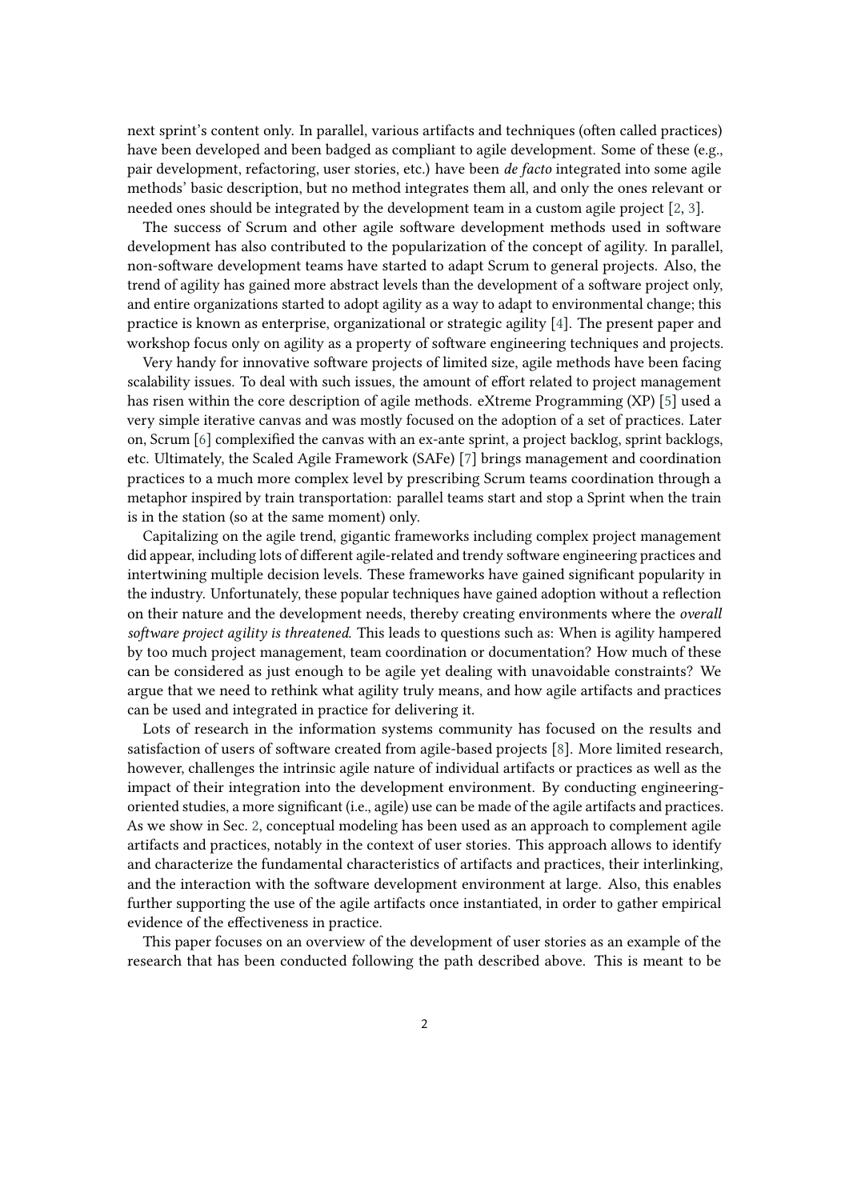next sprint's content only. In parallel, various artifacts and techniques (often called practices) have been developed and been badged as compliant to agile development. Some of these (e.g., pair development, refactoring, user stories, etc.) have been *de facto* integrated into some agile methods' basic description, but no method integrates them all, and only the ones relevant or needed ones should be integrated by the development team in a custom agile project [2, 3].

The success of Scrum and other agile software development methods used in software development has also contributed to the popularization of the concept of agility. In parallel, non-software development teams have started to adapt Scrum to general projects. Also, the trend of agility has gained more abstract levels than the development of a software project only, and entire organizations started to adopt agility as a way to adapt to environmental change; this practice is known as enterprise, organizational or strategic agility [4]. The present paper and workshop focus only on agility as a property of software engineering techniques and projects.

Very handy for innovative software projects of limited size, agile methods have been facing scalability issues. To deal with such issues, the amount of effort related to project management has risen within the core description of agile methods. eXtreme Programming (XP) [5] used a very simple iterative canvas and was mostly focused on the adoption of a set of practices. Later on, Scrum [6] complexified the canvas with an ex-ante sprint, a project backlog, sprint backlogs, etc. Ultimately, the Scaled Agile Framework (SAFe) [7] brings management and coordination practices to a much more complex level by prescribing Scrum teams coordination through a metaphor inspired by train transportation: parallel teams start and stop a Sprint when the train is in the station (so at the same moment) only.

Capitalizing on the agile trend, gigantic frameworks including complex project management did appear, including lots of different agile-related and trendy software engineering practices and intertwining multiple decision levels. These frameworks have gained significant popularity in the industry. Unfortunately, these popular techniques have gained adoption without a reflection on their nature and the development needs, thereby creating environments where the *overall software project agility is threatened*. This leads to questions such as: When is agility hampered by too much project management, team coordination or documentation? How much of these can be considered as just enough to be agile yet dealing with unavoidable constraints? We argue that we need to rethink what agility truly means, and how agile artifacts and practices can be used and integrated in practice for delivering it.

Lots of research in the information systems community has focused on the results and satisfaction of users of software created from agile-based projects [8]. More limited research, however, challenges the intrinsic agile nature of individual artifacts or practices as well as the impact of their integration into the development environment. By conducting engineering-oriented studies, a more significant (i.e., agile) use can be made of the agile artifacts and practices. As we show in Sec. 2, conceptual modeling has been used as an approach to complement agile artifacts and practices, notably in the context of user stories. This approach allows to identify and characterize the fundamental characteristics of artifacts and practices, their interlinking, and the interaction with the software development environment at large. Also, this enables further supporting the use of the agile artifacts once instantiated, in order to gather empirical evidence of the effectiveness in practice.

This paper focuses on an overview of the development of user stories as an example of the research that has been conducted following the path described above. This is meant to be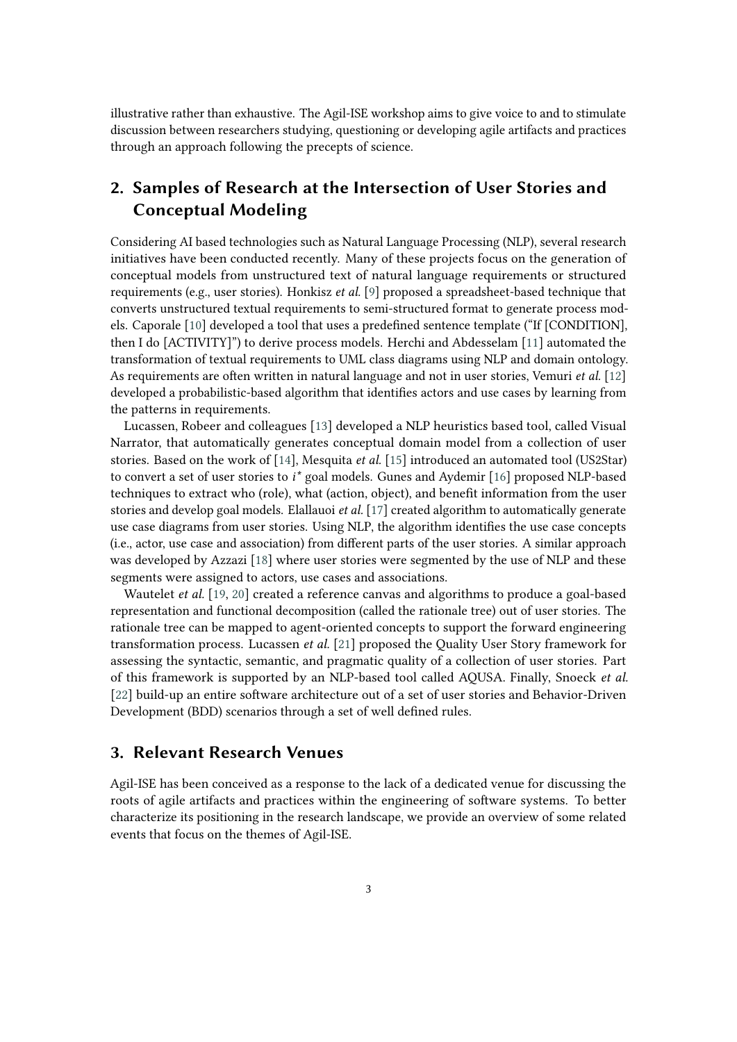illustrative rather than exhaustive. The Agil-ISE workshop aims to give voice to and to stimulate discussion between researchers studying, questioning or developing agile artifacts and practices through an approach following the precepts of science.

## 2. Samples of Research at the Intersection of User Stories and Conceptual Modeling

Considering AI based technologies such as Natural Language Processing (NLP), several research initiatives have been conducted recently. Many of these projects focus on the generation of conceptual models from unstructured text of natural language requirements or structured requirements (e.g., user stories). Honkisz *et al.* [9] proposed a spreadsheet-based technique that converts unstructured textual requirements to semi-structured format to generate process models. Caporale [10] developed a tool that uses a predefined sentence template ("If [CONDITION], then I do [ACTIVITY]") to derive process models. Herchi and Abdesselam [11] automated the transformation of textual requirements to UML class diagrams using NLP and domain ontology. As requirements are often written in natural language and not in user stories, Vemuri *et al.* [12] developed a probabilistic-based algorithm that identifies actors and use cases by learning from the patterns in requirements.

Lucassen, Robeer and colleagues [13] developed a NLP heuristics based tool, called Visual Narrator, that automatically generates conceptual domain model from a collection of user stories. Based on the work of [14], Mesquita *et al.* [15] introduced an automated tool (US2Star) to convert a set of user stories to $i^*$ goal models. Gunes and Aydemir [16] proposed NLP-based techniques to extract who (role), what (action, object), and benefit information from the user stories and develop goal models. Elallauoi *et al.* [17] created algorithm to automatically generate use case diagrams from user stories. Using NLP, the algorithm identifies the use case concepts (i.e., actor, use case and association) from different parts of the user stories. A similar approach was developed by Azzazi [18] where user stories were segmented by the use of NLP and these segments were assigned to actors, use cases and associations.

Wautelet *et al.* [19, 20] created a reference canvas and algorithms to produce a goal-based representation and functional decomposition (called the rationale tree) out of user stories. The rationale tree can be mapped to agent-oriented concepts to support the forward engineering transformation process. Lucassen *et al.* [21] proposed the Quality User Story framework for assessing the syntactic, semantic, and pragmatic quality of a collection of user stories. Part of this framework is supported by an NLP-based tool called AQUSA. Finally, Snoeck *et al.* [22] build-up an entire software architecture out of a set of user stories and Behavior-Driven Development (BDD) scenarios through a set of well defined rules.

## 3. Relevant Research Venues

Agil-ISE has been conceived as a response to the lack of a dedicated venue for discussing the roots of agile artifacts and practices within the engineering of software systems. To better characterize its positioning in the research landscape, we provide an overview of some related events that focus on the themes of Agil-ISE.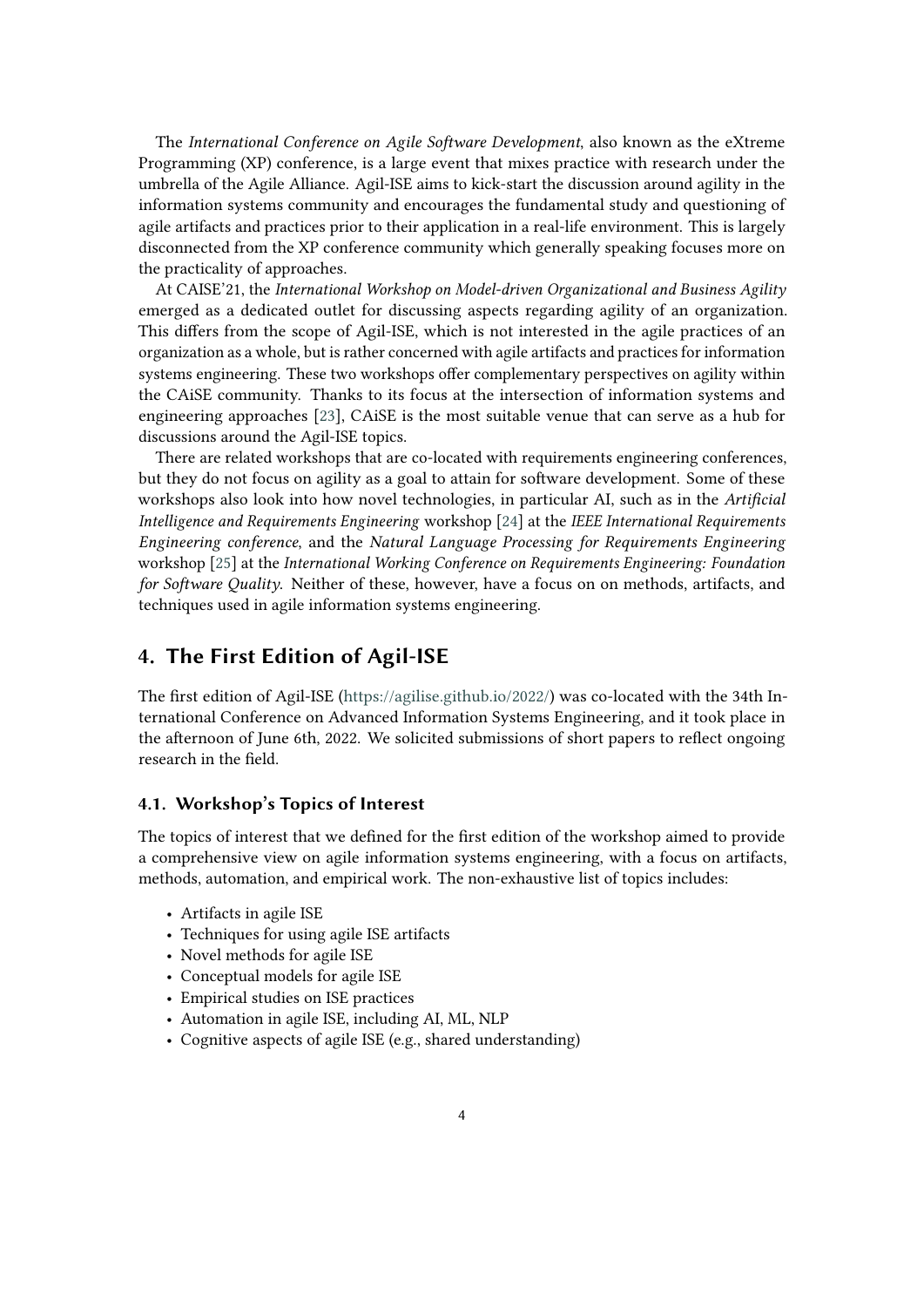The *International Conference on Agile Software Development*, also known as the eXtreme Programming (XP) conference, is a large event that mixes practice with research under the umbrella of the Agile Alliance. Agil-ISE aims to kick-start the discussion around agility in the information systems community and encourages the fundamental study and questioning of agile artifacts and practices prior to their application in a real-life environment. This is largely disconnected from the XP conference community which generally speaking focuses more on the practicality of approaches.

At CAISE'21, the *International Workshop on Model-driven Organizational and Business Agility* emerged as a dedicated outlet for discussing aspects regarding agility of an organization. This differs from the scope of Agil-ISE, which is not interested in the agile practices of an organization as a whole, but is rather concerned with agile artifacts and practices for information systems engineering. These two workshops offer complementary perspectives on agility within the CAiSE community. Thanks to its focus at the intersection of information systems and engineering approaches [23], CAiSE is the most suitable venue that can serve as a hub for discussions around the Agil-ISE topics.

There are related workshops that are co-located with requirements engineering conferences, but they do not focus on agility as a goal to attain for software development. Some of these workshops also look into how novel technologies, in particular AI, such as in the *Artificial Intelligence and Requirements Engineering* workshop [24] at the *IEEE International Requirements Engineering conference*, and the *Natural Language Processing for Requirements Engineering* workshop [25] at the *International Working Conference on Requirements Engineering: Foundation for Software Quality*. Neither of these, however, have a focus on on methods, artifacts, and techniques used in agile information systems engineering.

## 4. The First Edition of Agil-ISE

The first edition of Agil-ISE (https://agilise.github.io/2022/) was co-located with the 34th International Conference on Advanced Information Systems Engineering, and it took place in the afternoon of June 6th, 2022. We solicited submissions of short papers to reflect ongoing research in the field.

### 4.1. Workshop's Topics of Interest

The topics of interest that we defined for the first edition of the workshop aimed to provide a comprehensive view on agile information systems engineering, with a focus on artifacts, methods, automation, and empirical work. The non-exhaustive list of topics includes:

- Artifacts in agile ISE
- Techniques for using agile ISE artifacts
- Novel methods for agile ISE
- Conceptual models for agile ISE
- Empirical studies on ISE practices
- Automation in agile ISE, including AI, ML, NLP
- Cognitive aspects of agile ISE (e.g., shared understanding)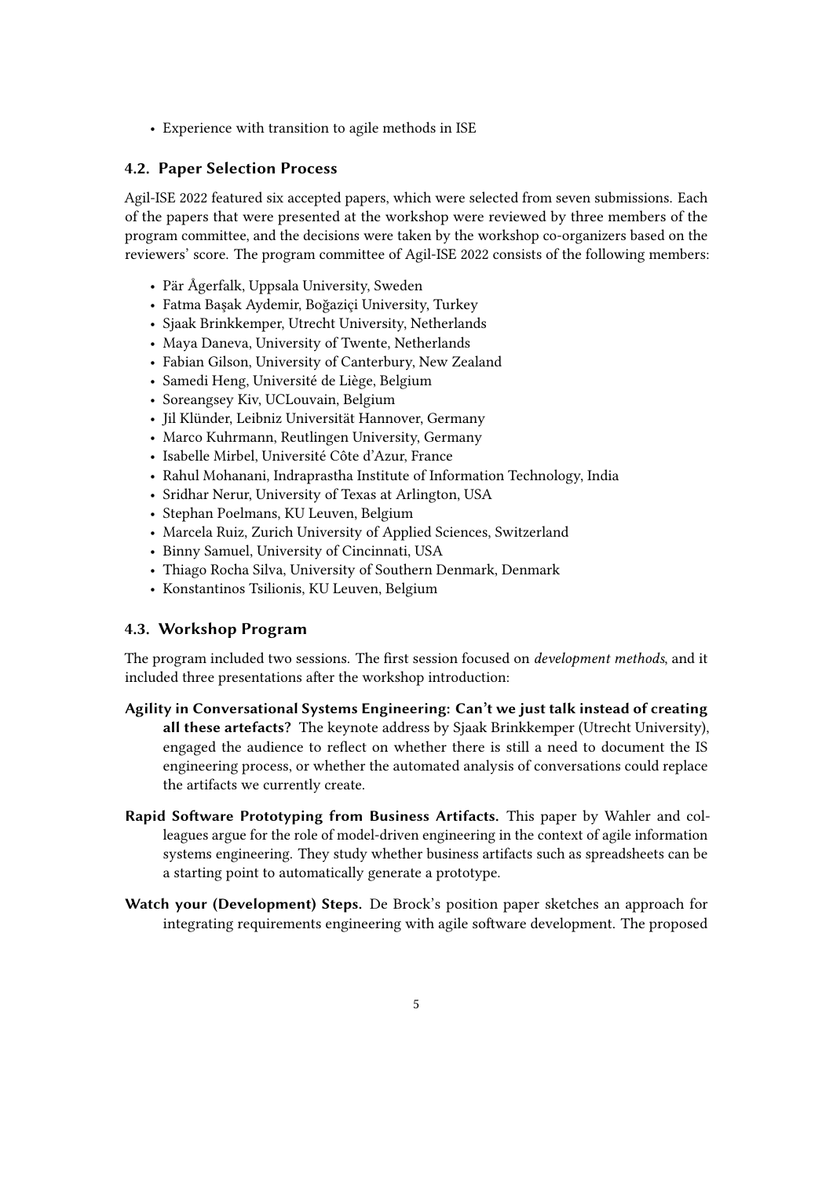- Experience with transition to agile methods in ISE

### 4.2. Paper Selection Process

Agil-ISE 2022 featured six accepted papers, which were selected from seven submissions. Each of the papers that were presented at the workshop were reviewed by three members of the program committee, and the decisions were taken by the workshop co-organizers based on the reviewers' score. The program committee of Agil-ISE 2022 consists of the following members:

- Pär Ågerfalk, Uppsala University, Sweden
- Fatma Başak Aydemir, Boğaziçi University, Turkey
- Sjaak Brinkkemper, Utrecht University, Netherlands
- Maya Daneva, University of Twente, Netherlands
- Fabian Gilson, University of Canterbury, New Zealand
- Samedi Heng, Université de Liège, Belgium
- Soreangsey Kiv, UCLouvain, Belgium
- Jil Klünder, Leibniz Universität Hannover, Germany
- Marco Kuhrmann, Reutlingen University, Germany
- Isabelle Mirbel, Université Côte d'Azur, France
- Rahul Mohanani, Indraprastha Institute of Information Technology, India
- Sridhar Nerur, University of Texas at Arlington, USA
- Stephan Poelmans, KU Leuven, Belgium
- Marcela Ruiz, Zurich University of Applied Sciences, Switzerland
- Binny Samuel, University of Cincinnati, USA
- Thiago Rocha Silva, University of Southern Denmark, Denmark
- Konstantinos Tsilionis, KU Leuven, Belgium

### 4.3. Workshop Program

The program included two sessions. The first session focused on *development methods*, and it included three presentations after the workshop introduction:

**Agility in Conversational Systems Engineering: Can't we just talk instead of creating all these artefacts?** The keynote address by Sjaak Brinkkemper (Utrecht University), engaged the audience to reflect on whether there is still a need to document the IS engineering process, or whether the automated analysis of conversations could replace the artifacts we currently create.

**Rapid Software Prototyping from Business Artifacts.** This paper by Wahler and colleagues argue for the role of model-driven engineering in the context of agile information systems engineering. They study whether business artifacts such as spreadsheets can be a starting point to automatically generate a prototype.

**Watch your (Development) Steps.** De Brock's position paper sketches an approach for integrating requirements engineering with agile software development. The proposed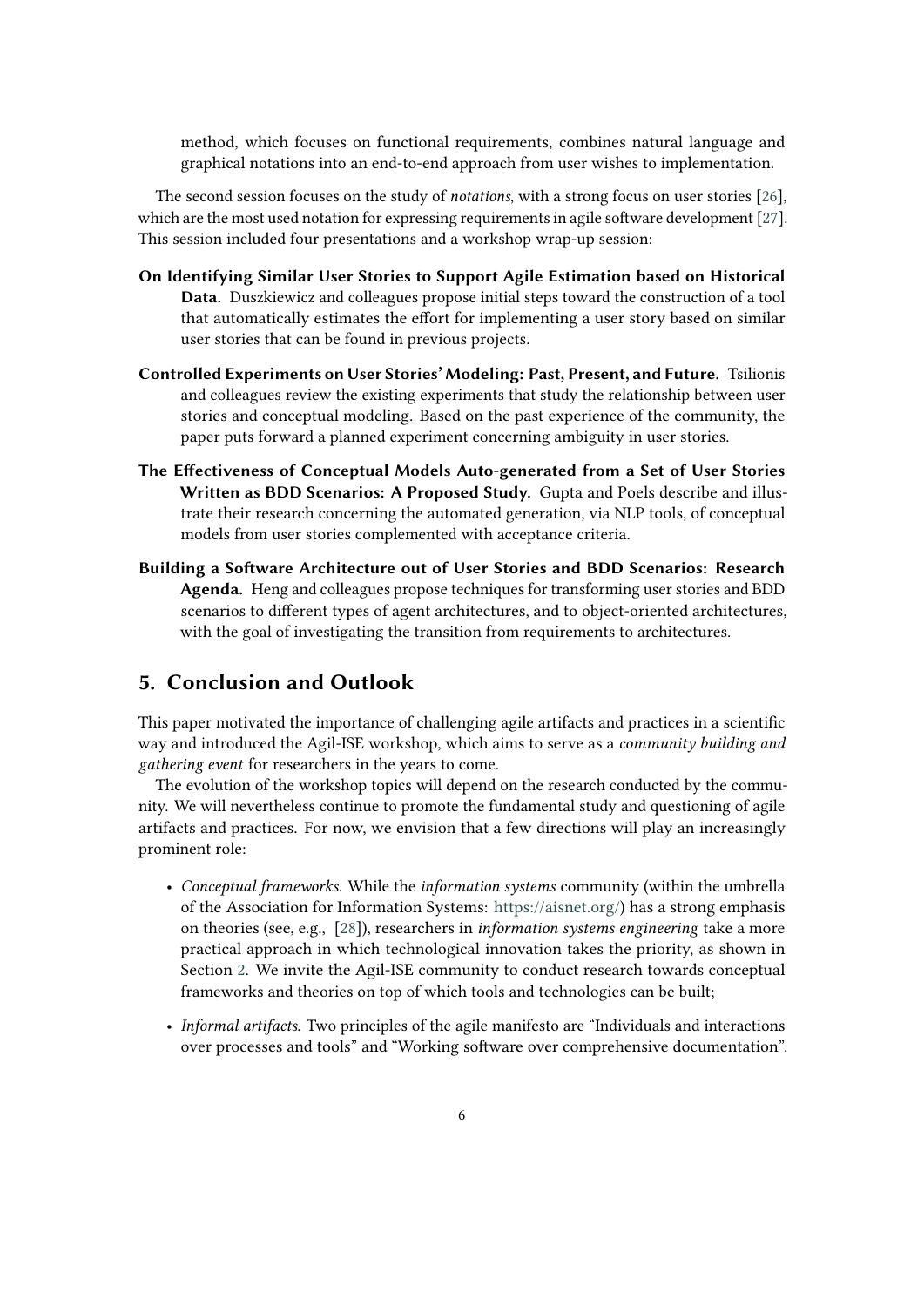method, which focuses on functional requirements, combines natural language and graphical notations into an end-to-end approach from user wishes to implementation.

The second session focuses on the study of *notations*, with a strong focus on user stories [26], which are the most used notation for expressing requirements in agile software development [27]. This session included four presentations and a workshop wrap-up session:

**On Identifying Similar User Stories to Support Agile Estimation based on Historical Data.** Duszkiewicz and colleagues propose initial steps toward the construction of a tool that automatically estimates the effort for implementing a user story based on similar user stories that can be found in previous projects.

**Controlled Experiments on User Stories' Modeling: Past, Present, and Future.** Tsilionis and colleagues review the existing experiments that study the relationship between user stories and conceptual modeling. Based on the past experience of the community, the paper puts forward a planned experiment concerning ambiguity in user stories.

**The Effectiveness of Conceptual Models Auto-generated from a Set of User Stories Written as BDD Scenarios: A Proposed Study.** Gupta and Poels describe and illustrate their research concerning the automated generation, via NLP tools, of conceptual models from user stories complemented with acceptance criteria.

**Building a Software Architecture out of User Stories and BDD Scenarios: Research Agenda.** Heng and colleagues propose techniques for transforming user stories and BDD scenarios to different types of agent architectures, and to object-oriented architectures, with the goal of investigating the transition from requirements to architectures.

## 5. Conclusion and Outlook

This paper motivated the importance of challenging agile artifacts and practices in a scientific way and introduced the Agil-ISE workshop, which aims to serve as a *community building and gathering event* for researchers in the years to come.

The evolution of the workshop topics will depend on the research conducted by the community. We will nevertheless continue to promote the fundamental study and questioning of agile artifacts and practices. For now, we envision that a few directions will play an increasingly prominent role:

- *Conceptual frameworks.* While the *information systems* community (within the umbrella of the Association for Information Systems: https://aisnet.org/) has a strong emphasis on theories (see, e.g., [28]), researchers in *information systems engineering* take a more practical approach in which technological innovation takes the priority, as shown in Section 2. We invite the Agil-ISE community to conduct research towards conceptual frameworks and theories on top of which tools and technologies can be built;
- *Informal artifacts.* Two principles of the agile manifesto are "Individuals and interactions over processes and tools" and "Working software over comprehensive documentation".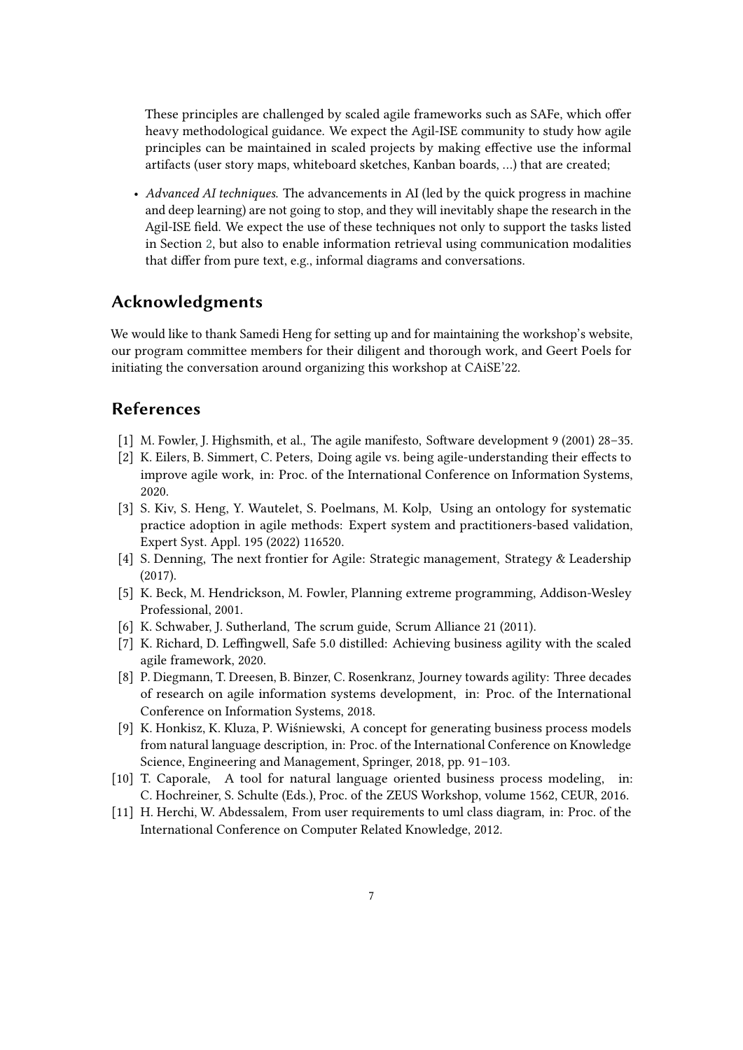These principles are challenged by scaled agile frameworks such as SAFe, which offer heavy methodological guidance. We expect the Agil-ISE community to study how agile principles can be maintained in scaled projects by making effective use the informal artifacts (user story maps, whiteboard sketches, Kanban boards, ...) that are created;

- *Advanced AI techniques.* The advancements in AI (led by the quick progress in machine and deep learning) are not going to stop, and they will inevitably shape the research in the Agil-ISE field. We expect the use of these techniques not only to support the tasks listed in Section 2, but also to enable information retrieval using communication modalities that differ from pure text, e.g., informal diagrams and conversations.

## Acknowledgments

We would like to thank Samedi Heng for setting up and for maintaining the workshop's website, our program committee members for their diligent and thorough work, and Geert Poels for initiating the conversation around organizing this workshop at CAiSE'22.

## References

[1] M. Fowler, J. Highsmith, et al., The agile manifesto, Software development 9 (2001) 28–35.

[2] K. Eilers, B. Simmert, C. Peters, Doing agile vs. being agile-understanding their effects to improve agile work, in: Proc. of the International Conference on Information Systems, 2020.

[3] S. Kiv, S. Heng, Y. Wautelet, S. Poelmans, M. Kolp, Using an ontology for systematic practice adoption in agile methods: Expert system and practitioners-based validation, Expert Syst. Appl. 195 (2022) 116520.

[4] S. Denning, The next frontier for Agile: Strategic management, Strategy & Leadership (2017).

[5] K. Beck, M. Hendrickson, M. Fowler, Planning extreme programming, Addison-Wesley Professional, 2001.

[6] K. Schwaber, J. Sutherland, The scrum guide, Scrum Alliance 21 (2011).

[7] K. Richard, D. Leffingwell, Safe 5.0 distilled: Achieving business agility with the scaled agile framework, 2020.

[8] P. Diegmann, T. Dreesen, B. Binzer, C. Rosenkranz, Journey towards agility: Three decades of research on agile information systems development, in: Proc. of the International Conference on Information Systems, 2018.

[9] K. Honkisz, K. Kluza, P. Wiśniewski, A concept for generating business process models from natural language description, in: Proc. of the International Conference on Knowledge Science, Engineering and Management, Springer, 2018, pp. 91–103.

[10] T. Caporale, A tool for natural language oriented business process modeling, in: C. Hochreiner, S. Schulte (Eds.), Proc. of the ZEUS Workshop, volume 1562, CEUR, 2016.

[11] H. Herchi, W. Abdessalem, From user requirements to uml class diagram, in: Proc. of the International Conference on Computer Related Knowledge, 2012.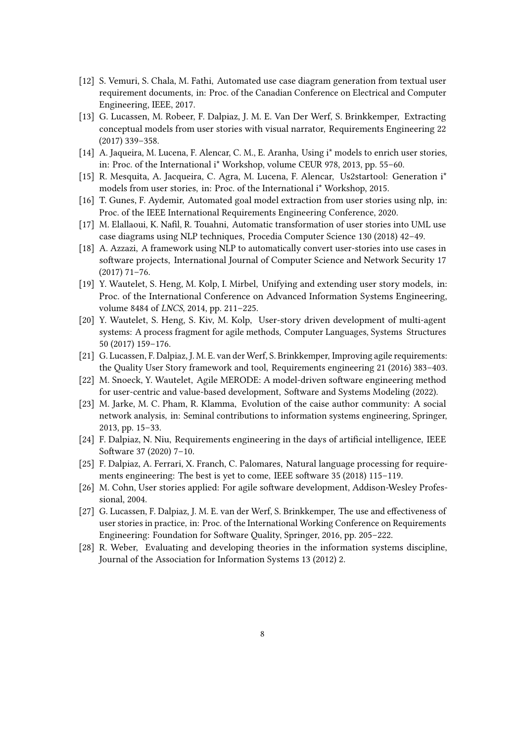- [12] S. Vemuri, S. Chala, M. Fathi, Automated use case diagram generation from textual user requirement documents, in: Proc. of the Canadian Conference on Electrical and Computer Engineering, IEEE, 2017.
- [13] G. Lucassen, M. Robeer, F. Dalpiaz, J. M. E. Van Der Werf, S. Brinkkemper, Extracting conceptual models from user stories with visual narrator, Requirements Engineering 22 (2017) 339–358.
- [14] A. Jaqueira, M. Lucena, F. Alencar, C. M., E. Aranha, Using i* models to enrich user stories, in: Proc. of the International i* Workshop, volume CEUR 978, 2013, pp. 55–60.
- [15] R. Mesquita, A. Jacqueira, C. Agra, M. Lucena, F. Alencar, Us2startool: Generation i* models from user stories, in: Proc. of the International i* Workshop, 2015.
- [16] T. Gunes, F. Aydemir, Automated goal model extraction from user stories using nlp, in: Proc. of the IEEE International Requirements Engineering Conference, 2020.
- [17] M. Elallaoui, K. Nafil, R. Touahni, Automatic transformation of user stories into UML use case diagrams using NLP techniques, Procedia Computer Science 130 (2018) 42–49.
- [18] A. Azzazi, A framework using NLP to automatically convert user-stories into use cases in software projects, International Journal of Computer Science and Network Security 17 (2017) 71–76.
- [19] Y. Wautelet, S. Heng, M. Kolp, I. Mirbel, Unifying and extending user story models, in: Proc. of the International Conference on Advanced Information Systems Engineering, volume 8484 of *LNCS*, 2014, pp. 211–225.
- [20] Y. Wautelet, S. Heng, S. Kiv, M. Kolp, User-story driven development of multi-agent systems: A process fragment for agile methods, Computer Languages, Systems Structures 50 (2017) 159–176.
- [21] G. Lucassen, F. Dalpiaz, J. M. E. van der Werf, S. Brinkkemper, Improving agile requirements: the Quality User Story framework and tool, Requirements engineering 21 (2016) 383–403.
- [22] M. Snoeck, Y. Wautelet, Agile MERODE: A model-driven software engineering method for user-centric and value-based development, Software and Systems Modeling (2022).
- [23] M. Jarke, M. C. Pham, R. Klamma, Evolution of the caise author community: A social network analysis, in: Seminal contributions to information systems engineering, Springer, 2013, pp. 15–33.
- [24] F. Dalpiaz, N. Niu, Requirements engineering in the days of artificial intelligence, IEEE Software 37 (2020) 7–10.
- [25] F. Dalpiaz, A. Ferrari, X. Franch, C. Palomares, Natural language processing for requirements engineering: The best is yet to come, IEEE software 35 (2018) 115–119.
- [26] M. Cohn, User stories applied: For agile software development, Addison-Wesley Professional, 2004.
- [27] G. Lucassen, F. Dalpiaz, J. M. E. van der Werf, S. Brinkkemper, The use and effectiveness of user stories in practice, in: Proc. of the International Working Conference on Requirements Engineering: Foundation for Software Quality, Springer, 2016, pp. 205–222.
- [28] R. Weber, Evaluating and developing theories in the information systems discipline, Journal of the Association for Information Systems 13 (2012) 2.